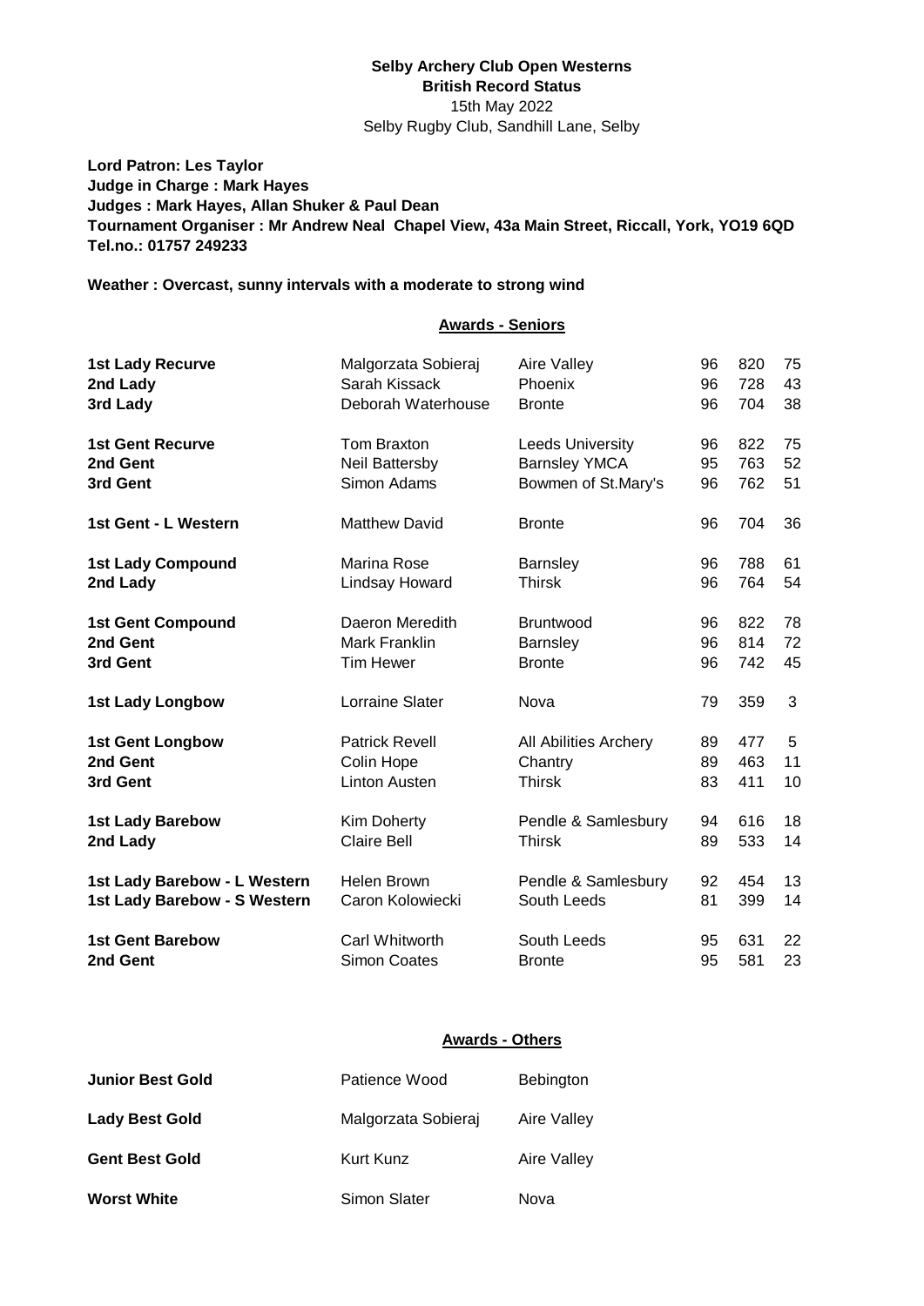**Selby Archery Club Open Westerns**
**British Record Status**
15th May 2022
Selby Rugby Club, Sandhill Lane, Selby

**Lord Patron: Les Taylor**
**Judge in Charge : Mark Hayes**
**Judges : Mark Hayes, Allan Shuker & Paul Dean**
**Tournament Organiser : Mr Andrew Neal Chapel View, 43a Main Street, Riccall, York, YO19 6QD**
**Tel.no.: 01757 249233**

**Weather : Overcast, sunny intervals with a moderate to strong wind**

## Awards - Seniors

| | | | | | |
|---|---|---|---|---|---|
| **1st Lady Recurve** | Malgorzata Sobieraj | Aire Valley | 96 | 820 | 75 |
| **2nd Lady** | Sarah Kissack | Phoenix | 96 | 728 | 43 |
| **3rd Lady** | Deborah Waterhouse | Bronte | 96 | 704 | 38 |
| **1st Gent Recurve** | Tom Braxton | Leeds University | 96 | 822 | 75 |
| **2nd Gent** | Neil Battersby | Barnsley YMCA | 95 | 763 | 52 |
| **3rd Gent** | Simon Adams | Bowmen of St.Mary's | 96 | 762 | 51 |
| **1st Gent - L Western** | Matthew David | Bronte | 96 | 704 | 36 |
| **1st Lady Compound** | Marina Rose | Barnsley | 96 | 788 | 61 |
| **2nd Lady** | Lindsay Howard | Thirsk | 96 | 764 | 54 |
| **1st Gent Compound** | Daeron Meredith | Bruntwood | 96 | 822 | 78 |
| **2nd Gent** | Mark Franklin | Barnsley | 96 | 814 | 72 |
| **3rd Gent** | Tim Hewer | Bronte | 96 | 742 | 45 |
| **1st Lady Longbow** | Lorraine Slater | Nova | 79 | 359 | 3 |
| **1st Gent Longbow** | Patrick Revell | All Abilities Archery | 89 | 477 | 5 |
| **2nd Gent** | Colin Hope | Chantry | 89 | 463 | 11 |
| **3rd Gent** | Linton Austen | Thirsk | 83 | 411 | 10 |
| **1st Lady Barebow** | Kim Doherty | Pendle & Samlesbury | 94 | 616 | 18 |
| **2nd Lady** | Claire Bell | Thirsk | 89 | 533 | 14 |
| **1st Lady Barebow - L Western** | Helen Brown | Pendle & Samlesbury | 92 | 454 | 13 |
| **1st Lady Barebow - S Western** | Caron Kolowiecki | South Leeds | 81 | 399 | 14 |
| **1st Gent Barebow** | Carl Whitworth | South Leeds | 95 | 631 | 22 |
| **2nd Gent** | Simon Coates | Bronte | 95 | 581 | 23 |

## Awards - Others

| | | |
|---|---|---|
| **Junior Best Gold** | Patience Wood | Bebington |
| **Lady Best Gold** | Malgorzata Sobieraj | Aire Valley |
| **Gent Best Gold** | Kurt Kunz | Aire Valley |
| **Worst White** | Simon Slater | Nova |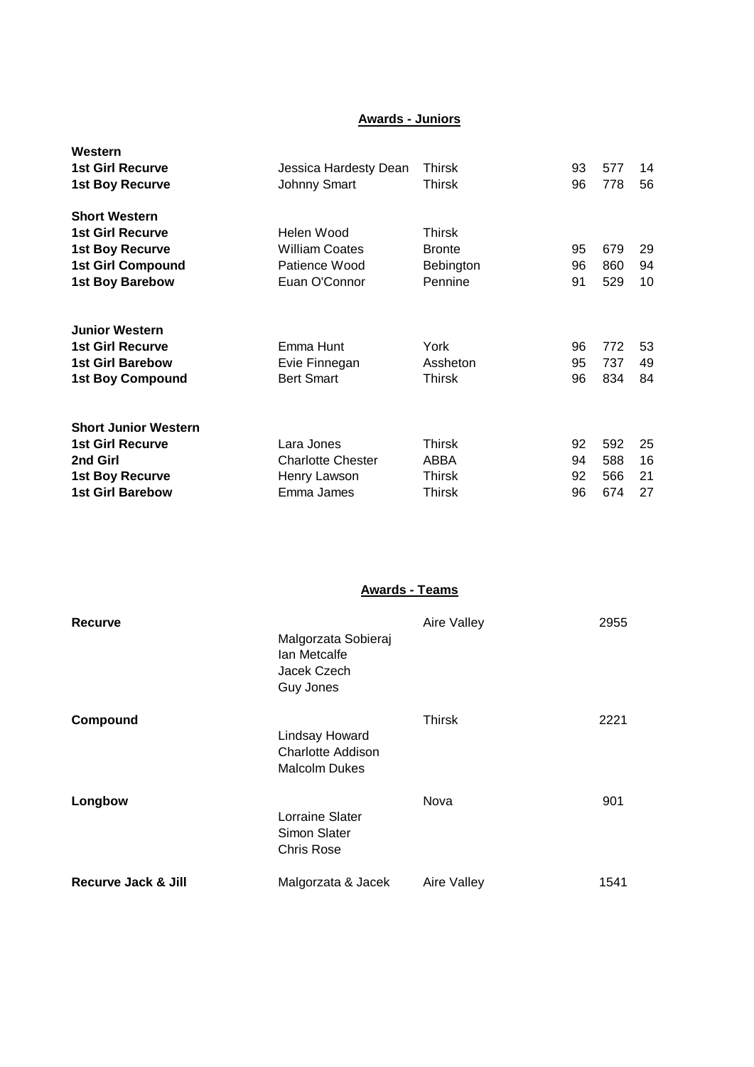## Awards - Juniors

| | | | | | |
|---|---|---|---|---|---|
| **Western** | | | | | |
| **1st Girl Recurve** | Jessica Hardesty Dean | Thirsk | 93 | 577 | 14 |
| **1st Boy Recurve** | Johnny Smart | Thirsk | 96 | 778 | 56 |
| **Short Western** | | | | | |
| **1st Girl Recurve** | Helen Wood | Thirsk | | | |
| **1st Boy Recurve** | William Coates | Bronte | 95 | 679 | 29 |
| **1st Girl Compound** | Patience Wood | Bebington | 96 | 860 | 94 |
| **1st Boy Barebow** | Euan O'Connor | Pennine | 91 | 529 | 10 |
| **Junior Western** | | | | | |
| **1st Girl Recurve** | Emma Hunt | York | 96 | 772 | 53 |
| **1st Girl Barebow** | Evie Finnegan | Assheton | 95 | 737 | 49 |
| **1st Boy Compound** | Bert Smart | Thirsk | 96 | 834 | 84 |
| **Short Junior Western** | | | | | |
| **1st Girl Recurve** | Lara Jones | Thirsk | 92 | 592 | 25 |
| **2nd Girl** | Charlotte Chester | ABBA | 94 | 588 | 16 |
| **1st Boy Recurve** | Henry Lawson | Thirsk | 92 | 566 | 21 |
| **1st Girl Barebow** | Emma James | Thirsk | 96 | 674 | 27 |

## Awards - Teams

| | | | |
|---|---|---|---|
| **Recurve** | Malgorzata Sobieraj<br>Ian Metcalfe<br>Jacek Czech<br>Guy Jones | Aire Valley | 2955 |
| **Compound** | Lindsay Howard<br>Charlotte Addison<br>Malcolm Dukes | Thirsk | 2221 |
| **Longbow** | Lorraine Slater<br>Simon Slater<br>Chris Rose | Nova | 901 |
| **Recurve Jack & Jill** | Malgorzata & Jacek | Aire Valley | 1541 |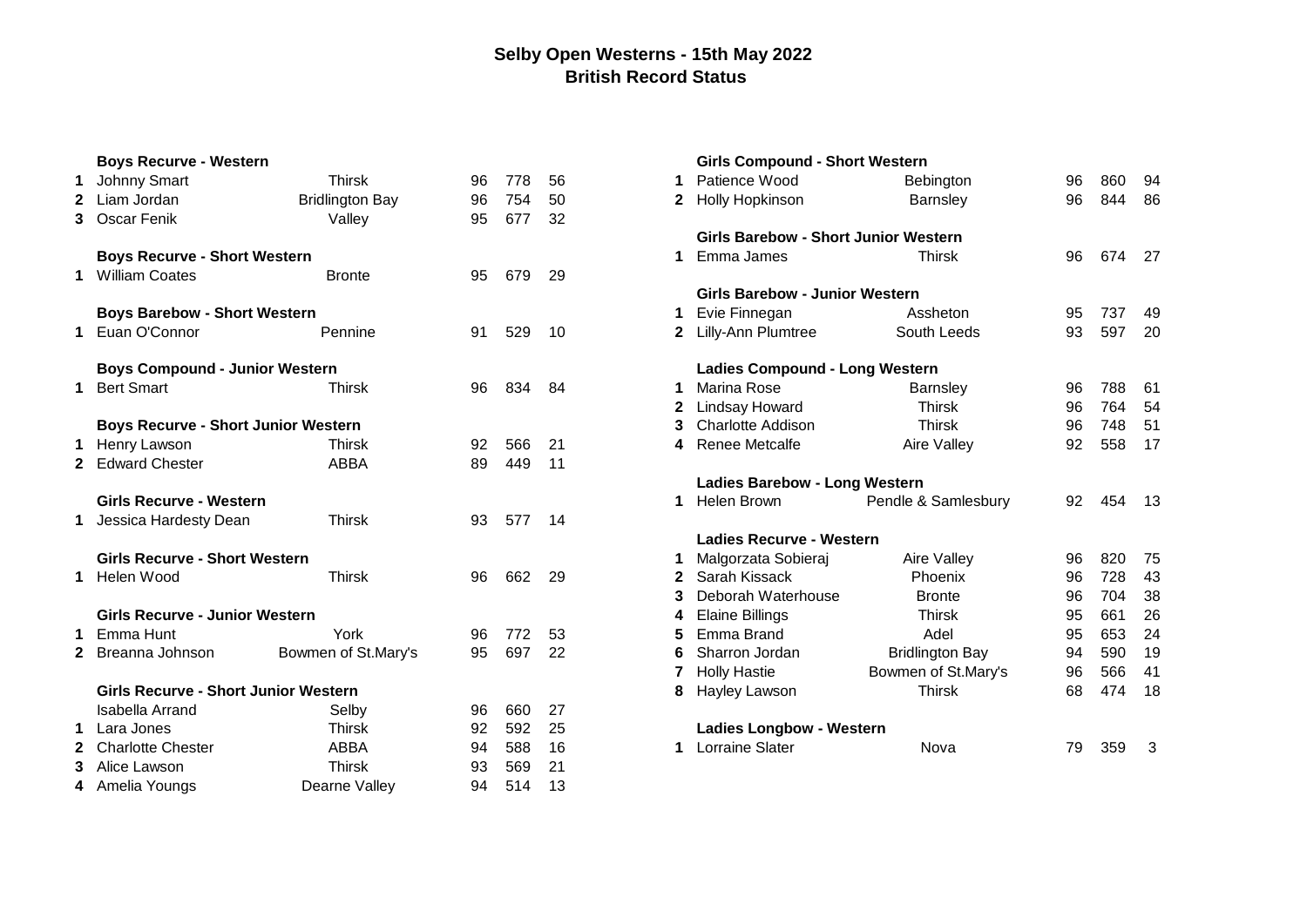# Selby Open Westerns - 15th May 2022
## British Record Status

### Boys Recurve - Western

| | | | | | |
|---|---|---|---|---|---|
| 1 | Johnny Smart | Thirsk | 96 | 778 | 56 |
| 2 | Liam Jordan | Bridlington Bay | 96 | 754 | 50 |
| 3 | Oscar Fenik | Valley | 95 | 677 | 32 |

### Boys Recurve - Short Western

| | | | | | |
|---|---|---|---|---|---|
| 1 | William Coates | Bronte | 95 | 679 | 29 |

### Boys Barebow - Short Western

| | | | | | |
|---|---|---|---|---|---|
| 1 | Euan O'Connor | Pennine | 91 | 529 | 10 |

### Boys Compound - Junior Western

| | | | | | |
|---|---|---|---|---|---|
| 1 | Bert Smart | Thirsk | 96 | 834 | 84 |

### Boys Recurve - Short Junior Western

| | | | | | |
|---|---|---|---|---|---|
| 1 | Henry Lawson | Thirsk | 92 | 566 | 21 |
| 2 | Edward Chester | ABBA | 89 | 449 | 11 |

### Girls Recurve - Western

| | | | | | |
|---|---|---|---|---|---|
| 1 | Jessica Hardesty Dean | Thirsk | 93 | 577 | 14 |

### Girls Recurve - Short Western

| | | | | | |
|---|---|---|---|---|---|
| 1 | Helen Wood | Thirsk | 96 | 662 | 29 |

### Girls Recurve - Junior Western

| | | | | | |
|---|---|---|---|---|---|
| 1 | Emma Hunt | York | 96 | 772 | 53 |
| 2 | Breanna Johnson | Bowmen of St.Mary's | 95 | 697 | 22 |

### Girls Recurve - Short Junior Western

| | | | | | |
|---|---|---|---|---|---|
| | Isabella Arrand | Selby | 96 | 660 | 27 |
| 1 | Lara Jones | Thirsk | 92 | 592 | 25 |
| 2 | Charlotte Chester | ABBA | 94 | 588 | 16 |
| 3 | Alice Lawson | Thirsk | 93 | 569 | 21 |
| 4 | Amelia Youngs | Dearne Valley | 94 | 514 | 13 |

### Girls Compound - Short Western

| | | | | | |
|---|---|---|---|---|---|
| 1 | Patience Wood | Bebington | 96 | 860 | 94 |
| 2 | Holly Hopkinson | Barnsley | 96 | 844 | 86 |

### Girls Barebow - Short Junior Western

| | | | | | |
|---|---|---|---|---|---|
| 1 | Emma James | Thirsk | 96 | 674 | 27 |

### Girls Barebow - Junior Western

| | | | | | |
|---|---|---|---|---|---|
| 1 | Evie Finnegan | Assheton | 95 | 737 | 49 |
| 2 | Lilly-Ann Plumtree | South Leeds | 93 | 597 | 20 |

### Ladies Compound - Long Western

| | | | | | |
|---|---|---|---|---|---|
| 1 | Marina Rose | Barnsley | 96 | 788 | 61 |
| 2 | Lindsay Howard | Thirsk | 96 | 764 | 54 |
| 3 | Charlotte Addison | Thirsk | 96 | 748 | 51 |
| 4 | Renee Metcalfe | Aire Valley | 92 | 558 | 17 |

### Ladies Barebow - Long Western

| | | | | | |
|---|---|---|---|---|---|
| 1 | Helen Brown | Pendle & Samlesbury | 92 | 454 | 13 |

### Ladies Recurve - Western

| | | | | | |
|---|---|---|---|---|---|
| 1 | Malgorzata Sobieraj | Aire Valley | 96 | 820 | 75 |
| 2 | Sarah Kissack | Phoenix | 96 | 728 | 43 |
| 3 | Deborah Waterhouse | Bronte | 96 | 704 | 38 |
| 4 | Elaine Billings | Thirsk | 95 | 661 | 26 |
| 5 | Emma Brand | Adel | 95 | 653 | 24 |
| 6 | Sharron Jordan | Bridlington Bay | 94 | 590 | 19 |
| 7 | Holly Hastie | Bowmen of St.Mary's | 96 | 566 | 41 |
| 8 | Hayley Lawson | Thirsk | 68 | 474 | 18 |

### Ladies Longbow - Western

| | | | | | |
|---|---|---|---|---|---|
| 1 | Lorraine Slater | Nova | 79 | 359 | 3 |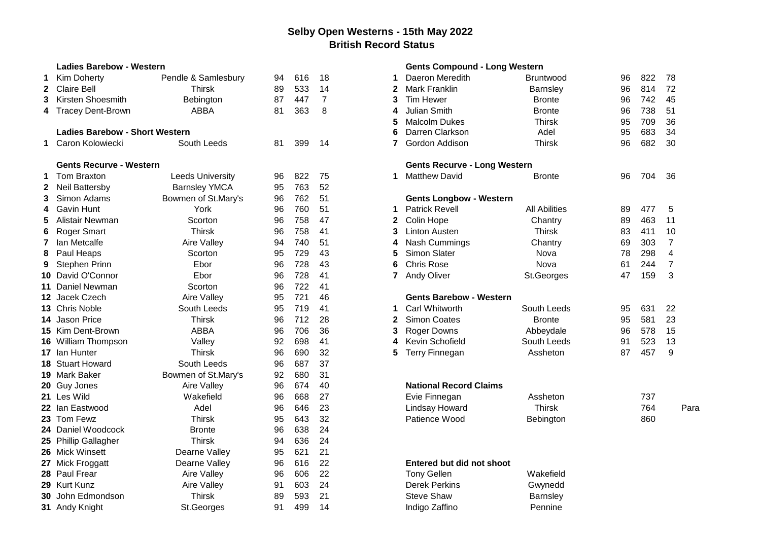# Selby Open Westerns - 15th May 2022
## British Record Status

### Ladies Barebow - Western

| | | | | | |
|---|---|---|---|---|---|
| 1 | Kim Doherty | Pendle & Samlesbury | 94 | 616 | 18 |
| 2 | Claire Bell | Thirsk | 89 | 533 | 14 |
| 3 | Kirsten Shoesmith | Bebington | 87 | 447 | 7 |
| 4 | Tracey Dent-Brown | ABBA | 81 | 363 | 8 |

### Ladies Barebow - Short Western

| | | | | | |
|---|---|---|---|---|---|
| 1 | Caron Kolowiecki | South Leeds | 81 | 399 | 14 |

### Gents Recurve - Western

| | | | | | |
|---|---|---|---|---|---|
| 1 | Tom Braxton | Leeds University | 96 | 822 | 75 |
| 2 | Neil Battersby | Barnsley YMCA | 95 | 763 | 52 |
| 3 | Simon Adams | Bowmen of St.Mary's | 96 | 762 | 51 |
| 4 | Gavin Hunt | York | 96 | 760 | 51 |
| 5 | Alistair Newman | Scorton | 96 | 758 | 47 |
| 6 | Roger Smart | Thirsk | 96 | 758 | 41 |
| 7 | Ian Metcalfe | Aire Valley | 94 | 740 | 51 |
| 8 | Paul Heaps | Scorton | 95 | 729 | 43 |
| 9 | Stephen Prinn | Ebor | 96 | 728 | 43 |
| 10 | David O'Connor | Ebor | 96 | 728 | 41 |
| 11 | Daniel Newman | Scorton | 96 | 722 | 41 |
| 12 | Jacek Czech | Aire Valley | 95 | 721 | 46 |
| 13 | Chris Noble | South Leeds | 95 | 719 | 41 |
| 14 | Jason Price | Thirsk | 96 | 712 | 28 |
| 15 | Kim Dent-Brown | ABBA | 96 | 706 | 36 |
| 16 | William Thompson | Valley | 92 | 698 | 41 |
| 17 | Ian Hunter | Thirsk | 96 | 690 | 32 |
| 18 | Stuart Howard | South Leeds | 96 | 687 | 37 |
| 19 | Mark Baker | Bowmen of St.Mary's | 92 | 680 | 31 |
| 20 | Guy Jones | Aire Valley | 96 | 674 | 40 |
| 21 | Les Wild | Wakefield | 96 | 668 | 27 |
| 22 | Ian Eastwood | Adel | 96 | 646 | 23 |
| 23 | Tom Fewz | Thirsk | 95 | 643 | 32 |
| 24 | Daniel Woodcock | Bronte | 96 | 638 | 24 |
| 25 | Phillip Gallagher | Thirsk | 94 | 636 | 24 |
| 26 | Mick Winsett | Dearne Valley | 95 | 621 | 21 |
| 27 | Mick Froggatt | Dearne Valley | 96 | 616 | 22 |
| 28 | Paul Frear | Aire Valley | 96 | 606 | 22 |
| 29 | Kurt Kunz | Aire Valley | 91 | 603 | 24 |
| 30 | John Edmondson | Thirsk | 89 | 593 | 21 |
| 31 | Andy Knight | St.Georges | 91 | 499 | 14 |

### Gents Compound - Long Western

| | | | | | |
|---|---|---|---|---|---|
| 1 | Daeron Meredith | Bruntwood | 96 | 822 | 78 |
| 2 | Mark Franklin | Barnsley | 96 | 814 | 72 |
| 3 | Tim Hewer | Bronte | 96 | 742 | 45 |
| 4 | Julian Smith | Bronte | 96 | 738 | 51 |
| 5 | Malcolm Dukes | Thirsk | 95 | 709 | 36 |
| 6 | Darren Clarkson | Adel | 95 | 683 | 34 |
| 7 | Gordon Addison | Thirsk | 96 | 682 | 30 |

### Gents Recurve - Long Western

| | | | | | |
|---|---|---|---|---|---|
| 1 | Matthew David | Bronte | 96 | 704 | 36 |

### Gents Longbow - Western

| | | | | | |
|---|---|---|---|---|---|
| 1 | Patrick Revell | All Abilities | 89 | 477 | 5 |
| 2 | Colin Hope | Chantry | 89 | 463 | 11 |
| 3 | Linton Austen | Thirsk | 83 | 411 | 10 |
| 4 | Nash Cummings | Chantry | 69 | 303 | 7 |
| 5 | Simon Slater | Nova | 78 | 298 | 4 |
| 6 | Chris Rose | Nova | 61 | 244 | 7 |
| 7 | Andy Oliver | St.Georges | 47 | 159 | 3 |

### Gents Barebow - Western

| | | | | | |
|---|---|---|---|---|---|
| 1 | Carl Whitworth | South Leeds | 95 | 631 | 22 |
| 2 | Simon Coates | Bronte | 95 | 581 | 23 |
| 3 | Roger Downs | Abbeydale | 96 | 578 | 15 |
| 4 | Kevin Schofield | South Leeds | 91 | 523 | 13 |
| 5 | Terry Finnegan | Assheton | 87 | 457 | 9 |

### National Record Claims

| | | | |
|---|---|---|---|
| Evie Finnegan | Assheton | 737 | |
| Lindsay Howard | Thirsk | 764 | Para |
| Patience Wood | Bebington | 860 | |

### Entered but did not shoot

| | |
|---|---|
| Tony Gellen | Wakefield |
| Derek Perkins | Gwynedd |
| Steve Shaw | Barnsley |
| Indigo Zaffino | Pennine |